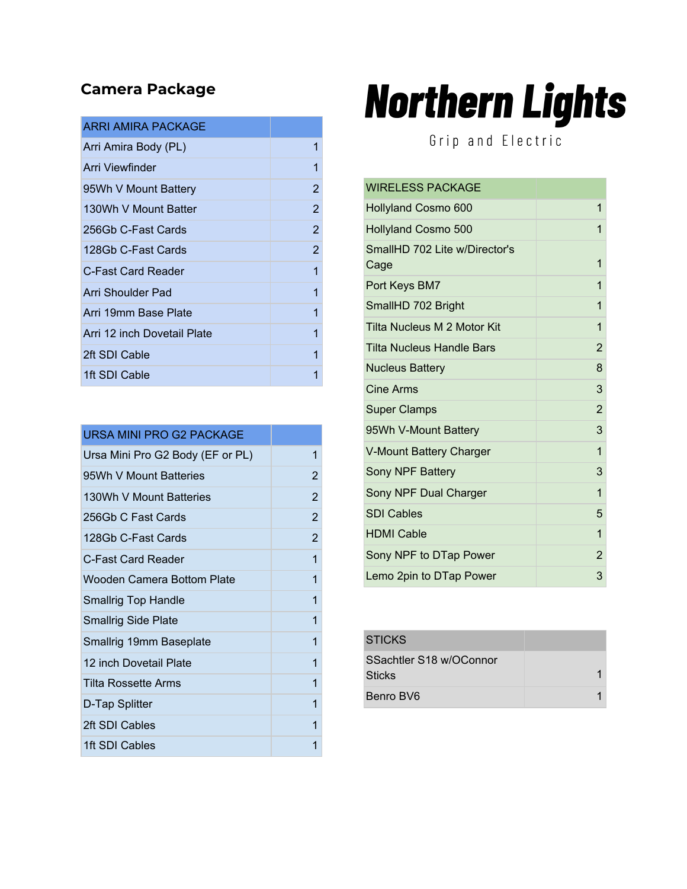# Northern Lights

Grip and Electric

## Camera Package

| ARRI AMIRA PACKAGE | |
|---|---|
| Arri Amira Body (PL) | 1 |
| Arri Viewfinder | 1 |
| 95Wh V Mount Battery | 2 |
| 130Wh V Mount Batter | 2 |
| 256Gb C-Fast Cards | 2 |
| 128Gb C-Fast Cards | 2 |
| C-Fast Card Reader | 1 |
| Arri Shoulder Pad | 1 |
| Arri 19mm Base Plate | 1 |
| Arri 12 inch Dovetail Plate | 1 |
| 2ft SDI Cable | 1 |
| 1ft SDI Cable | 1 |

| URSA MINI PRO G2 PACKAGE | |
|---|---|
| Ursa Mini Pro G2 Body (EF or PL) | 1 |
| 95Wh V Mount Batteries | 2 |
| 130Wh V Mount Batteries | 2 |
| 256Gb C Fast Cards | 2 |
| 128Gb C-Fast Cards | 2 |
| C-Fast Card Reader | 1 |
| Wooden Camera Bottom Plate | 1 |
| Smallrig Top Handle | 1 |
| Smallrig Side Plate | 1 |
| Smallrig 19mm Baseplate | 1 |
| 12 inch Dovetail Plate | 1 |
| Tilta Rossette Arms | 1 |
| D-Tap Splitter | 1 |
| 2ft SDI Cables | 1 |
| 1ft SDI Cables | 1 |

| WIRELESS PACKAGE | |
|---|---|
| Hollyland Cosmo 600 | 1 |
| Hollyland Cosmo 500 | 1 |
| SmallHD 702 Lite w/Director's Cage | 1 |
| Port Keys BM7 | 1 |
| SmallHD 702 Bright | 1 |
| Tilta Nucleus M 2 Motor Kit | 1 |
| Tilta Nucleus Handle Bars | 2 |
| Nucleus Battery | 8 |
| Cine Arms | 3 |
| Super Clamps | 2 |
| 95Wh V-Mount Battery | 3 |
| V-Mount Battery Charger | 1 |
| Sony NPF Battery | 3 |
| Sony NPF Dual Charger | 1 |
| SDI Cables | 5 |
| HDMI Cable | 1 |
| Sony NPF to DTap Power | 2 |
| Lemo 2pin to DTap Power | 3 |

| STICKS | |
|---|---|
| SSachtler S18 w/OConnor Sticks | 1 |
| Benro BV6 | 1 |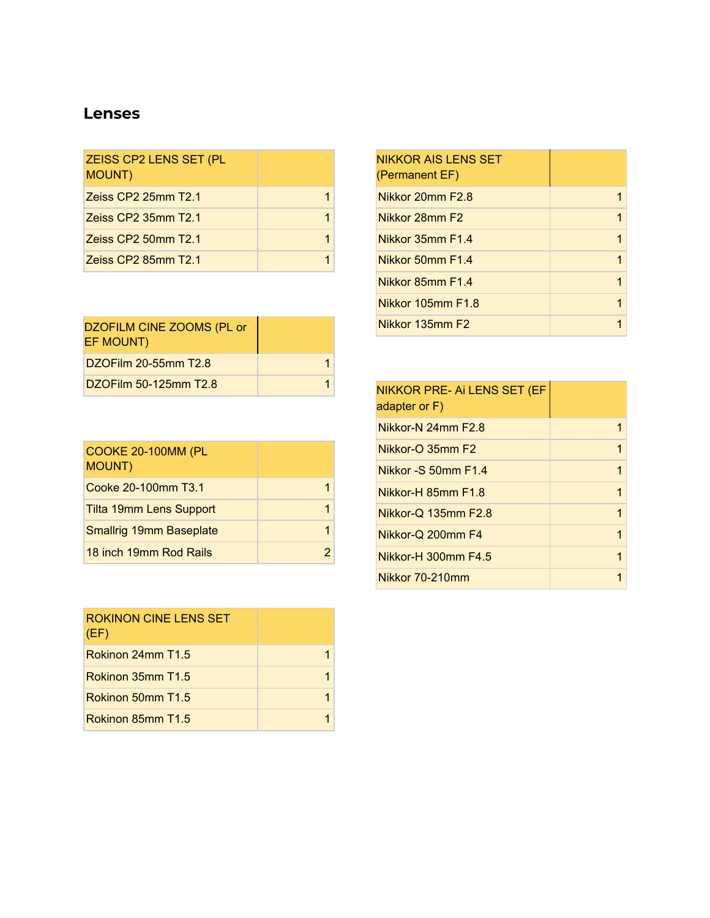## Lenses

| ZEISS CP2 LENS SET (PL MOUNT) | |
|---|---|
| Zeiss CP2 25mm T2.1 | 1 |
| Zeiss CP2 35mm T2.1 | 1 |
| Zeiss CP2 50mm T2.1 | 1 |
| Zeiss CP2 85mm T2.1 | 1 |

| DZOFILM CINE ZOOMS (PL or EF MOUNT) | |
|---|---|
| DZOFilm 20-55mm T2.8 | 1 |
| DZOFilm 50-125mm T2.8 | 1 |

| COOKE 20-100MM (PL MOUNT) | |
|---|---|
| Cooke 20-100mm T3.1 | 1 |
| Tilta 19mm Lens Support | 1 |
| Smallrig 19mm Baseplate | 1 |
| 18 inch 19mm Rod Rails | 2 |

| ROKINON CINE LENS SET (EF) | |
|---|---|
| Rokinon 24mm T1.5 | 1 |
| Rokinon 35mm T1.5 | 1 |
| Rokinon 50mm T1.5 | 1 |
| Rokinon 85mm T1.5 | 1 |

| NIKKOR AIS LENS SET (Permanent EF) | |
|---|---|
| Nikkor 20mm F2.8 | 1 |
| Nikkor 28mm F2 | 1 |
| Nikkor 35mm F1.4 | 1 |
| Nikkor 50mm F1.4 | 1 |
| Nikkor 85mm F1.4 | 1 |
| Nikkor 105mm F1.8 | 1 |
| Nikkor 135mm F2 | 1 |

| NIKKOR PRE- Ai LENS SET (EF adapter or F) | |
|---|---|
| Nikkor-N 24mm F2.8 | 1 |
| Nikkor-O 35mm F2 | 1 |
| Nikkor -S 50mm F1.4 | 1 |
| Nikkor-H 85mm F1.8 | 1 |
| Nikkor-Q 135mm F2.8 | 1 |
| Nikkor-Q 200mm F4 | 1 |
| Nikkor-H 300mm F4.5 | 1 |
| Nikkor 70-210mm | 1 |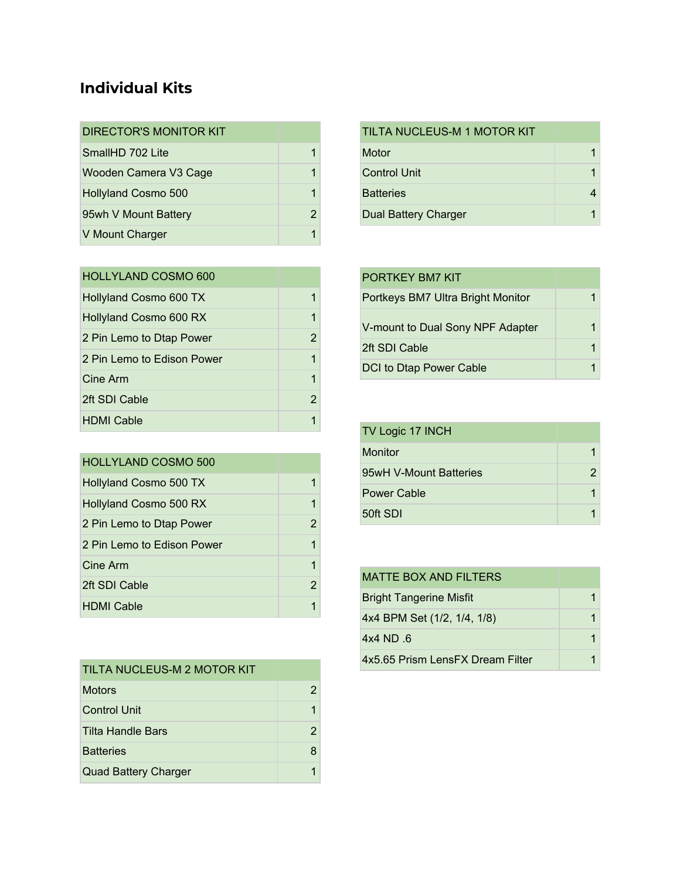## Individual Kits

| DIRECTOR'S MONITOR KIT | |
|---|---|
| SmallHD 702 Lite | 1 |
| Wooden Camera V3 Cage | 1 |
| Hollyland Cosmo 500 | 1 |
| 95wh V Mount Battery | 2 |
| V Mount Charger | 1 |

| HOLLYLAND COSMO 600 | |
|---|---|
| Hollyland Cosmo 600 TX | 1 |
| Hollyland Cosmo 600 RX | 1 |
| 2 Pin Lemo to Dtap Power | 2 |
| 2 Pin Lemo to Edison Power | 1 |
| Cine Arm | 1 |
| 2ft SDI Cable | 2 |
| HDMI Cable | 1 |

| HOLLYLAND COSMO 500 | |
|---|---|
| Hollyland Cosmo 500 TX | 1 |
| Hollyland Cosmo 500 RX | 1 |
| 2 Pin Lemo to Dtap Power | 2 |
| 2 Pin Lemo to Edison Power | 1 |
| Cine Arm | 1 |
| 2ft SDI Cable | 2 |
| HDMI Cable | 1 |

| TILTA NUCLEUS-M 2 MOTOR KIT | |
|---|---|
| Motors | 2 |
| Control Unit | 1 |
| Tilta Handle Bars | 2 |
| Batteries | 8 |
| Quad Battery Charger | 1 |

| TILTA NUCLEUS-M 1 MOTOR KIT | |
|---|---|
| Motor | 1 |
| Control Unit | 1 |
| Batteries | 4 |
| Dual Battery Charger | 1 |

| PORTKEY BM7 KIT | |
|---|---|
| Portkeys BM7 Ultra Bright Monitor | 1 |
| V-mount to Dual Sony NPF Adapter | 1 |
| 2ft SDI Cable | 1 |
| DCI to Dtap Power Cable | 1 |

| TV Logic 17 INCH | |
|---|---|
| Monitor | 1 |
| 95wH V-Mount Batteries | 2 |
| Power Cable | 1 |
| 50ft SDI | 1 |

| MATTE BOX AND FILTERS | |
|---|---|
| Bright Tangerine Misfit | 1 |
| 4x4 BPM Set (1/2, 1/4, 1/8) | 1 |
| 4x4 ND .6 | 1 |
| 4x5.65 Prism LensFX Dream Filter | 1 |